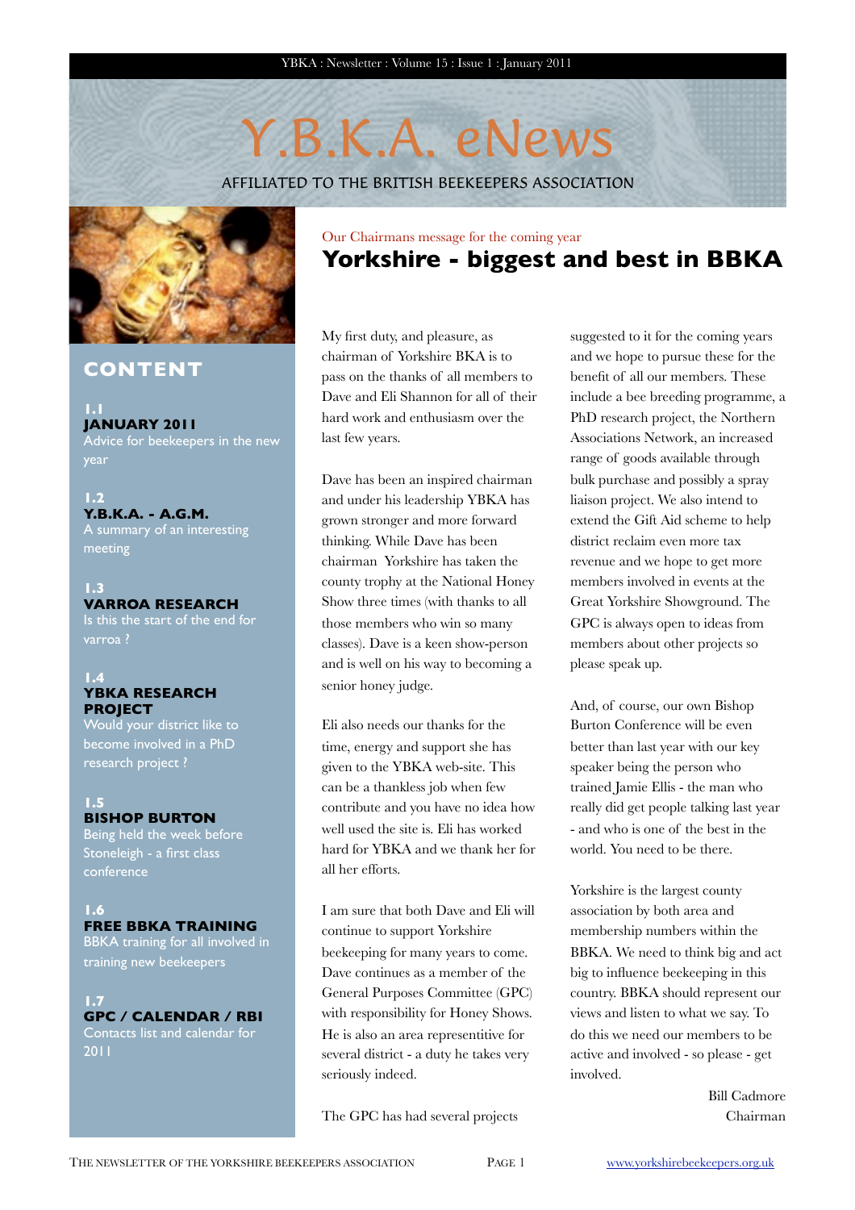# Y.B.K.A. eNews

AFFILIATED TO THE BRITISH BEEKEEPERS ASSOCIATION

## CONTENT

**1.1**
**JANUARY 2011**
Advice for beekeepers in the new year

**1.2**
**Y.B.K.A. - A.G.M.**
A summary of an interesting meeting

**1.3**
**VARROA RESEARCH**
Is this the start of the end for varroa ?

**1.4**
**YBKA RESEARCH PROJECT**
Would your district like to become involved in a PhD research project ?

**1.5**
**BISHOP BURTON**
Being held the week before Stoneleigh - a first class conference

**1.6**
**FREE BBKA TRAINING**
BBKA training for all involved in training new beekeepers

**1.7**
**GPC / CALENDAR / RBI**
Contacts list and calendar for 2011

Our Chairmans message for the coming year

# Yorkshire - biggest and best in BBKA

My first duty, and pleasure, as chairman of Yorkshire BKA is to pass on the thanks of all members to Dave and Eli Shannon for all of their hard work and enthusiasm over the last few years.

Dave has been an inspired chairman and under his leadership YBKA has grown stronger and more forward thinking. While Dave has been chairman Yorkshire has taken the county trophy at the National Honey Show three times (with thanks to all those members who win so many classes). Dave is a keen show-person and is well on his way to becoming a senior honey judge.

Eli also needs our thanks for the time, energy and support she has given to the YBKA web-site. This can be a thankless job when few contribute and you have no idea how well used the site is. Eli has worked hard for YBKA and we thank her for all her efforts.

I am sure that both Dave and Eli will continue to support Yorkshire beekeeping for many years to come. Dave continues as a member of the General Purposes Committee (GPC) with responsibility for Honey Shows. He is also an area representitive for several district - a duty he takes very seriously indeed.

The GPC has had several projects suggested to it for the coming years and we hope to pursue these for the benefit of all our members. These include a bee breeding programme, a PhD research project, the Northern Associations Network, an increased range of goods available through bulk purchase and possibly a spray liaison project. We also intend to extend the Gift Aid scheme to help district reclaim even more tax revenue and we hope to get more members involved in events at the Great Yorkshire Showground. The GPC is always open to ideas from members about other projects so please speak up.

And, of course, our own Bishop Burton Conference will be even better than last year with our key speaker being the person who trained Jamie Ellis - the man who really did get people talking last year - and who is one of the best in the world. You need to be there.

Yorkshire is the largest county association by both area and membership numbers within the BBKA. We need to think big and act big to influence beekeeping in this country. BBKA should represent our views and listen to what we say. To do this we need our members to be active and involved - so please - get involved.

Bill Cadmore
Chairman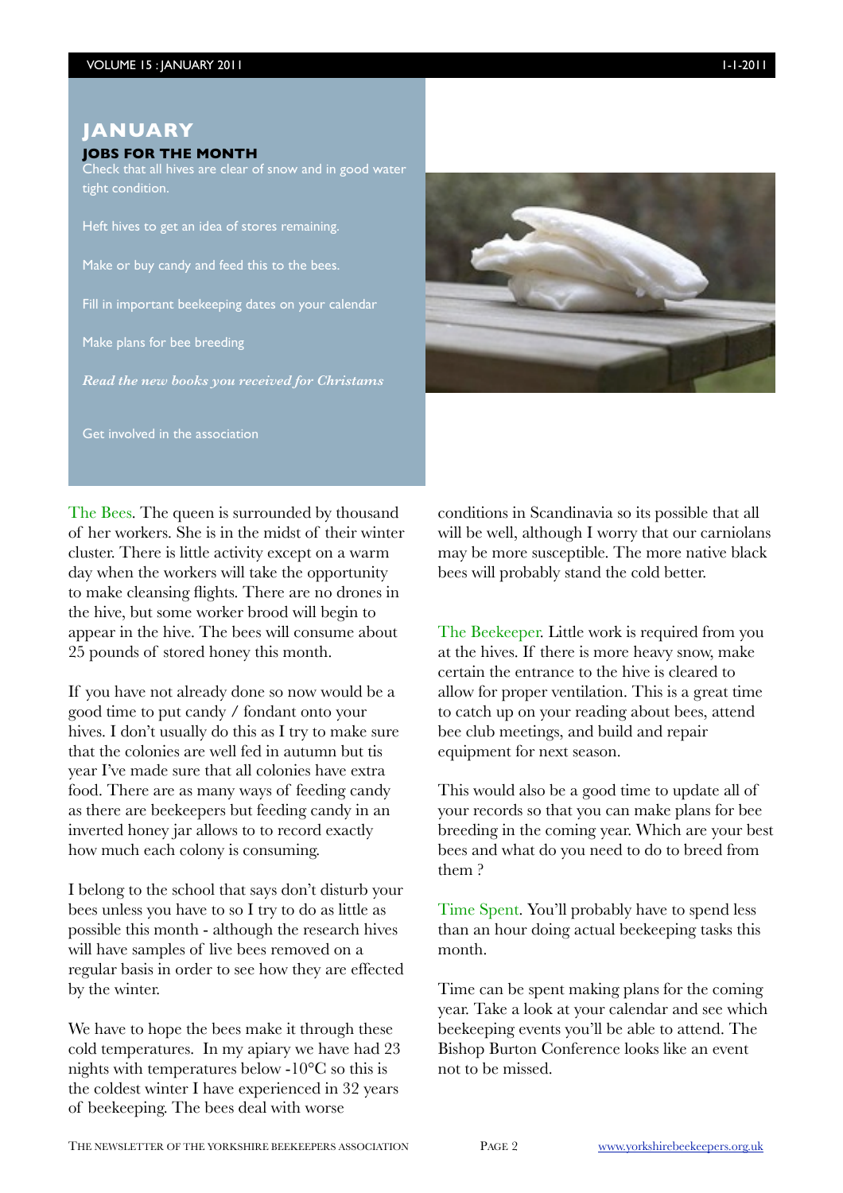# JANUARY

## JOBS FOR THE MONTH

Check that all hives are clear of snow and in good water tight condition.

Heft hives to get an idea of stores remaining.

Make or buy candy and feed this to the bees.

Fill in important beekeeping dates on your calendar

Make plans for bee breeding

*Read the new books you received for Christams*

Get involved in the association

The Bees. The queen is surrounded by thousand of her workers. She is in the midst of their winter cluster. There is little activity except on a warm day when the workers will take the opportunity to make cleansing flights. There are no drones in the hive, but some worker brood will begin to appear in the hive. The bees will consume about 25 pounds of stored honey this month.

If you have not already done so now would be a good time to put candy / fondant onto your hives. I don't usually do this as I try to make sure that the colonies are well fed in autumn but tis year I've made sure that all colonies have extra food. There are as many ways of feeding candy as there are beekeepers but feeding candy in an inverted honey jar allows to to record exactly how much each colony is consuming.

I belong to the school that says don't disturb your bees unless you have to so I try to do as little as possible this month - although the research hives will have samples of live bees removed on a regular basis in order to see how they are effected by the winter.

We have to hope the bees make it through these cold temperatures. In my apiary we have had 23 nights with temperatures below -10°C so this is the coldest winter I have experienced in 32 years of beekeeping. The bees deal with worse conditions in Scandinavia so its possible that all will be well, although I worry that our carniolans may be more susceptible. The more native black bees will probably stand the cold better.

The Beekeeper. Little work is required from you at the hives. If there is more heavy snow, make certain the entrance to the hive is cleared to allow for proper ventilation. This is a great time to catch up on your reading about bees, attend bee club meetings, and build and repair equipment for next season.

This would also be a good time to update all of your records so that you can make plans for bee breeding in the coming year. Which are your best bees and what do you need to do to breed from them ?

Time Spent. You'll probably have to spend less than an hour doing actual beekeeping tasks this month.

Time can be spent making plans for the coming year. Take a look at your calendar and see which beekeeping events you'll be able to attend. The Bishop Burton Conference looks like an event not to be missed.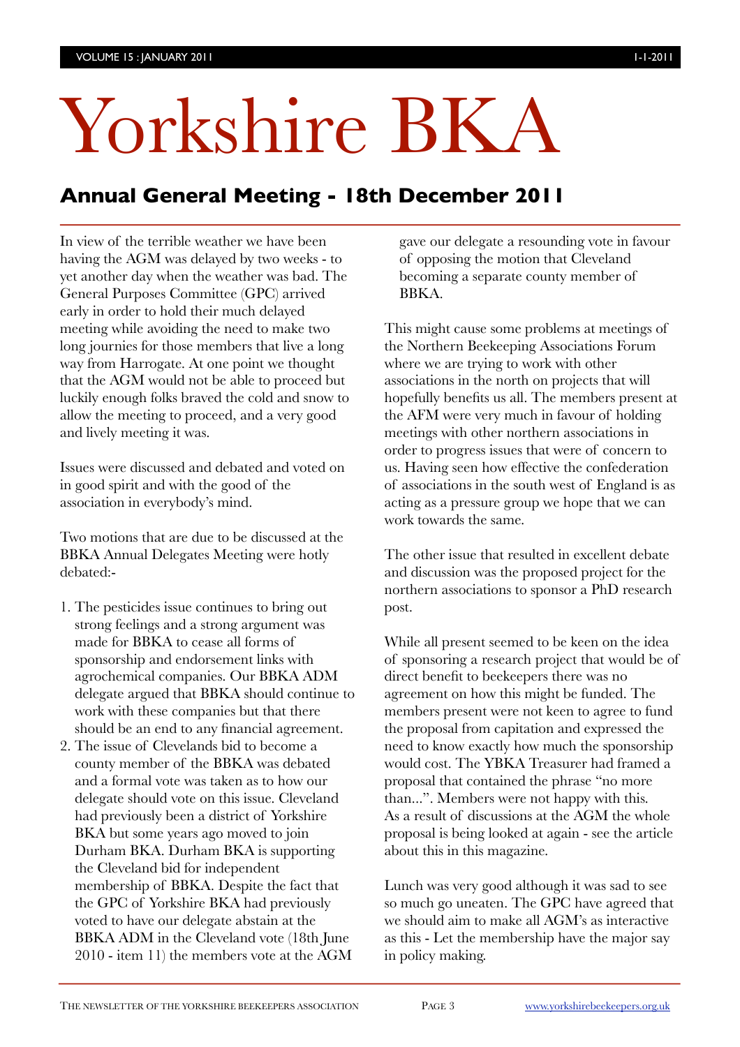# Yorkshire BKA

## Annual General Meeting - 18th December 2011

In view of the terrible weather we have been having the AGM was delayed by two weeks - to yet another day when the weather was bad. The General Purposes Committee (GPC) arrived early in order to hold their much delayed meeting while avoiding the need to make two long journeys for those members that live a long way from Harrogate. At one point we thought that the AGM would not be able to proceed but luckily enough folks braved the cold and snow to allow the meeting to proceed, and a very good and lively meeting it was.

Issues were discussed and debated and voted on in good spirit and with the good of the association in everybody's mind.

Two motions that are due to be discussed at the BBKA Annual Delegates Meeting were hotly debated:-

1. The pesticides issue continues to bring out strong feelings and a strong argument was made for BBKA to cease all forms of sponsorship and endorsement links with agrochemical companies. Our BBKA ADM delegate argued that BBKA should continue to work with these companies but that there should be an end to any financial agreement.
2. The issue of Clevelands bid to become a county member of the BBKA was debated and a formal vote was taken as to how our delegate should vote on this issue. Cleveland had previously been a district of Yorkshire BKA but some years ago moved to join Durham BKA. Durham BKA is supporting the Cleveland bid for independent membership of BBKA. Despite the fact that the GPC of Yorkshire BKA had previously voted to have our delegate abstain at the BBKA ADM in the Cleveland vote (18th June 2010 - item 11) the members vote at the AGM gave our delegate a resounding vote in favour of opposing the motion that Cleveland becoming a separate county member of BBKA.

This might cause some problems at meetings of the Northern Beekeeping Associations Forum where we are trying to work with other associations in the north on projects that will hopefully benefits us all. The members present at the AFM were very much in favour of holding meetings with other northern associations in order to progress issues that were of concern to us. Having seen how effective the confederation of associations in the south west of England is as acting as a pressure group we hope that we can work towards the same.

The other issue that resulted in excellent debate and discussion was the proposed project for the northern associations to sponsor a PhD research post.

While all present seemed to be keen on the idea of sponsoring a research project that would be of direct benefit to beekeepers there was no agreement on how this might be funded. The members present were not keen to agree to fund the proposal from capitation and expressed the need to know exactly how much the sponsorship would cost. The YBKA Treasurer had framed a proposal that contained the phrase "no more than...". Members were not happy with this. As a result of discussions at the AGM the whole proposal is being looked at again - see the article about this in this magazine.

Lunch was very good although it was sad to see so much go uneaten. The GPC have agreed that we should aim to make all AGM's as interactive as this - Let the membership have the major say in policy making.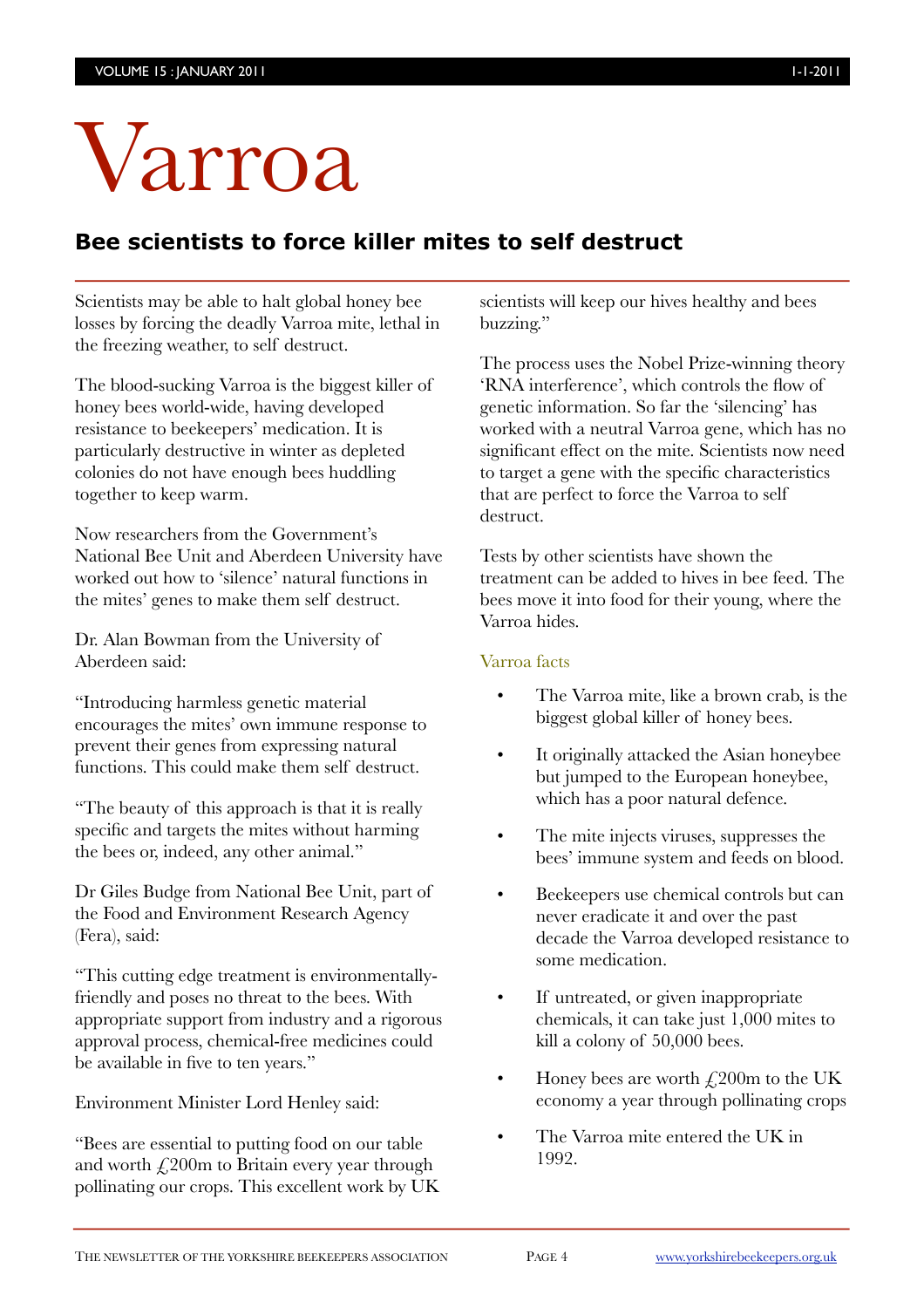# Varroa

## Bee scientists to force killer mites to self destruct

Scientists may be able to halt global honey bee losses by forcing the deadly Varroa mite, lethal in the freezing weather, to self destruct.

The blood-sucking Varroa is the biggest killer of honey bees world-wide, having developed resistance to beekeepers' medication. It is particularly destructive in winter as depleted colonies do not have enough bees huddling together to keep warm.

Now researchers from the Government's National Bee Unit and Aberdeen University have worked out how to 'silence' natural functions in the mites' genes to make them self destruct.

Dr. Alan Bowman from the University of Aberdeen said:

"Introducing harmless genetic material encourages the mites' own immune response to prevent their genes from expressing natural functions. This could make them self destruct.

"The beauty of this approach is that it is really specific and targets the mites without harming the bees or, indeed, any other animal."

Dr Giles Budge from National Bee Unit, part of the Food and Environment Research Agency (Fera), said:

"This cutting edge treatment is environmentally-friendly and poses no threat to the bees. With appropriate support from industry and a rigorous approval process, chemical-free medicines could be available in five to ten years."

Environment Minister Lord Henley said:

"Bees are essential to putting food on our table and worth £200m to Britain every year through pollinating our crops. This excellent work by UK scientists will keep our hives healthy and bees buzzing."

The process uses the Nobel Prize-winning theory 'RNA interference', which controls the flow of genetic information. So far the 'silencing' has worked with a neutral Varroa gene, which has no significant effect on the mite. Scientists now need to target a gene with the specific characteristics that are perfect to force the Varroa to self destruct.

Tests by other scientists have shown the treatment can be added to hives in bee feed. The bees move it into food for their young, where the Varroa hides.

### Varroa facts

- The Varroa mite, like a brown crab, is the biggest global killer of honey bees.
- It originally attacked the Asian honeybee but jumped to the European honeybee, which has a poor natural defence.
- The mite injects viruses, suppresses the bees' immune system and feeds on blood.
- Beekeepers use chemical controls but can never eradicate it and over the past decade the Varroa developed resistance to some medication.
- If untreated, or given inappropriate chemicals, it can take just 1,000 mites to kill a colony of 50,000 bees.
- Honey bees are worth £200m to the UK economy a year through pollinating crops
- The Varroa mite entered the UK in 1992.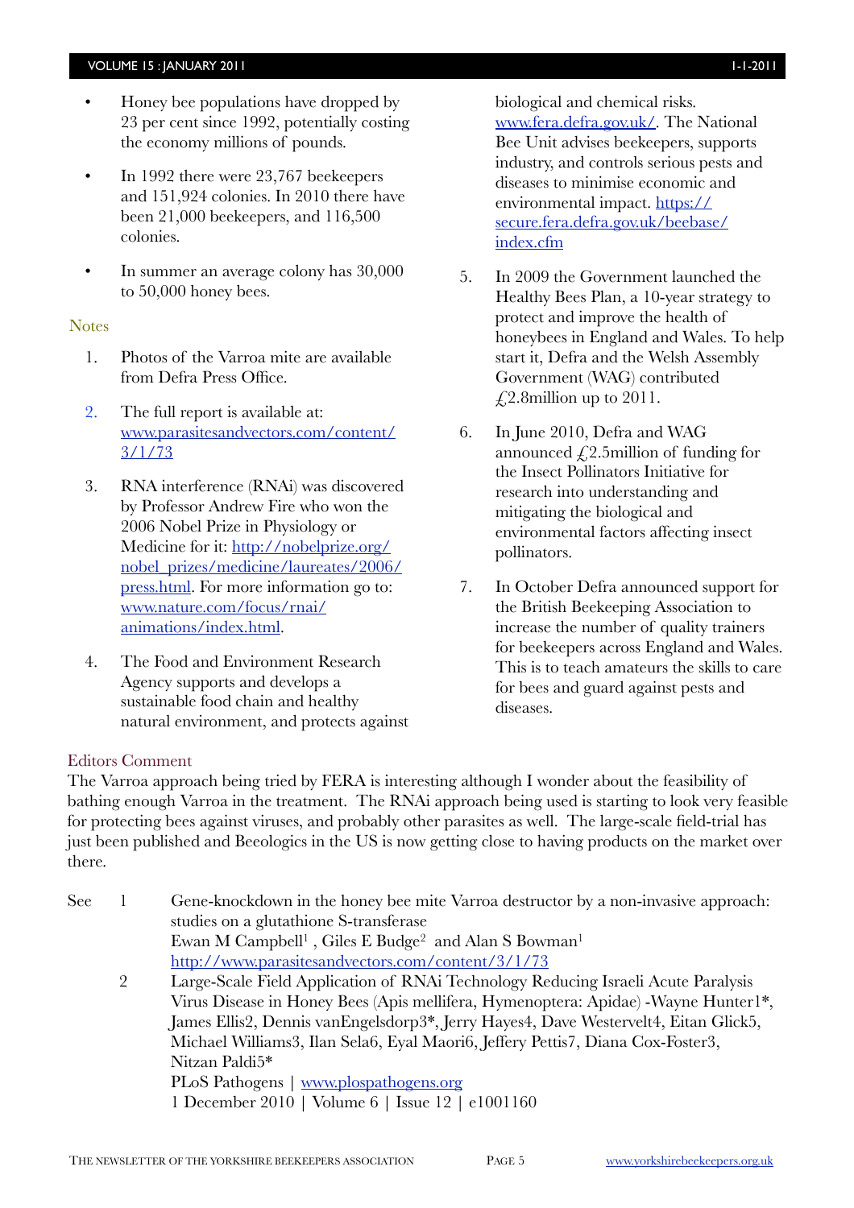- Honey bee populations have dropped by 23 per cent since 1992, potentially costing the economy millions of pounds.
- In 1992 there were 23,767 beekeepers and 151,924 colonies. In 2010 there have been 21,000 beekeepers, and 116,500 colonies.
- In summer an average colony has 30,000 to 50,000 honey bees.

### Notes

1. Photos of the Varroa mite are available from Defra Press Office.
2. The full report is available at: www.parasitesandvectors.com/content/3/1/73
3. RNA interference (RNAi) was discovered by Professor Andrew Fire who won the 2006 Nobel Prize in Physiology or Medicine for it: http://nobelprize.org/nobel_prizes/medicine/laureates/2006/press.html. For more information go to: www.nature.com/focus/rnai/animations/index.html.
4. The Food and Environment Research Agency supports and develops a sustainable food chain and healthy natural environment, and protects against biological and chemical risks. www.fera.defra.gov.uk/. The National Bee Unit advises beekeepers, supports industry, and controls serious pests and diseases to minimise economic and environmental impact. https://secure.fera.defra.gov.uk/beebase/index.cfm
5. In 2009 the Government launched the Healthy Bees Plan, a 10-year strategy to protect and improve the health of honeybees in England and Wales. To help start it, Defra and the Welsh Assembly Government (WAG) contributed £2.8million up to 2011.
6. In June 2010, Defra and WAG announced £2.5million of funding for the Insect Pollinators Initiative for research into understanding and mitigating the biological and environmental factors affecting insect pollinators.
7. In October Defra announced support for the British Beekeeping Association to increase the number of quality trainers for beekeepers across England and Wales. This is to teach amateurs the skills to care for bees and guard against pests and diseases.

### Editors Comment

The Varroa approach being tried by FERA is interesting although I wonder about the feasibility of bathing enough Varroa in the treatment. The RNAi approach being used is starting to look very feasible for protecting bees against viruses, and probably other parasites as well. The large-scale field-trial has just been published and Beeologics in the US is now getting close to having products on the market over there.

See

1. Gene-knockdown in the honey bee mite Varroa destructor by a non-invasive approach: studies on a glutathione S-transferase
   Ewan M Campbell[1], Giles E Budge[2] and Alan S Bowman[1]
   http://www.parasitesandvectors.com/content/3/1/73
2. Large-Scale Field Application of RNAi Technology Reducing Israeli Acute Paralysis Virus Disease in Honey Bees (Apis mellifera, Hymenoptera: Apidae) -Wayne Hunter1*, James Ellis2, Dennis vanEngelsdorp3*, Jerry Hayes4, Dave Westervelt4, Eitan Glick5, Michael Williams3, Ilan Sela6, Eyal Maori6, Jeffery Pettis7, Diana Cox-Foster3, Nitzan Paldi5*
   PLoS Pathogens | www.plospathogens.org
   1 December 2010 | Volume 6 | Issue 12 | e1001160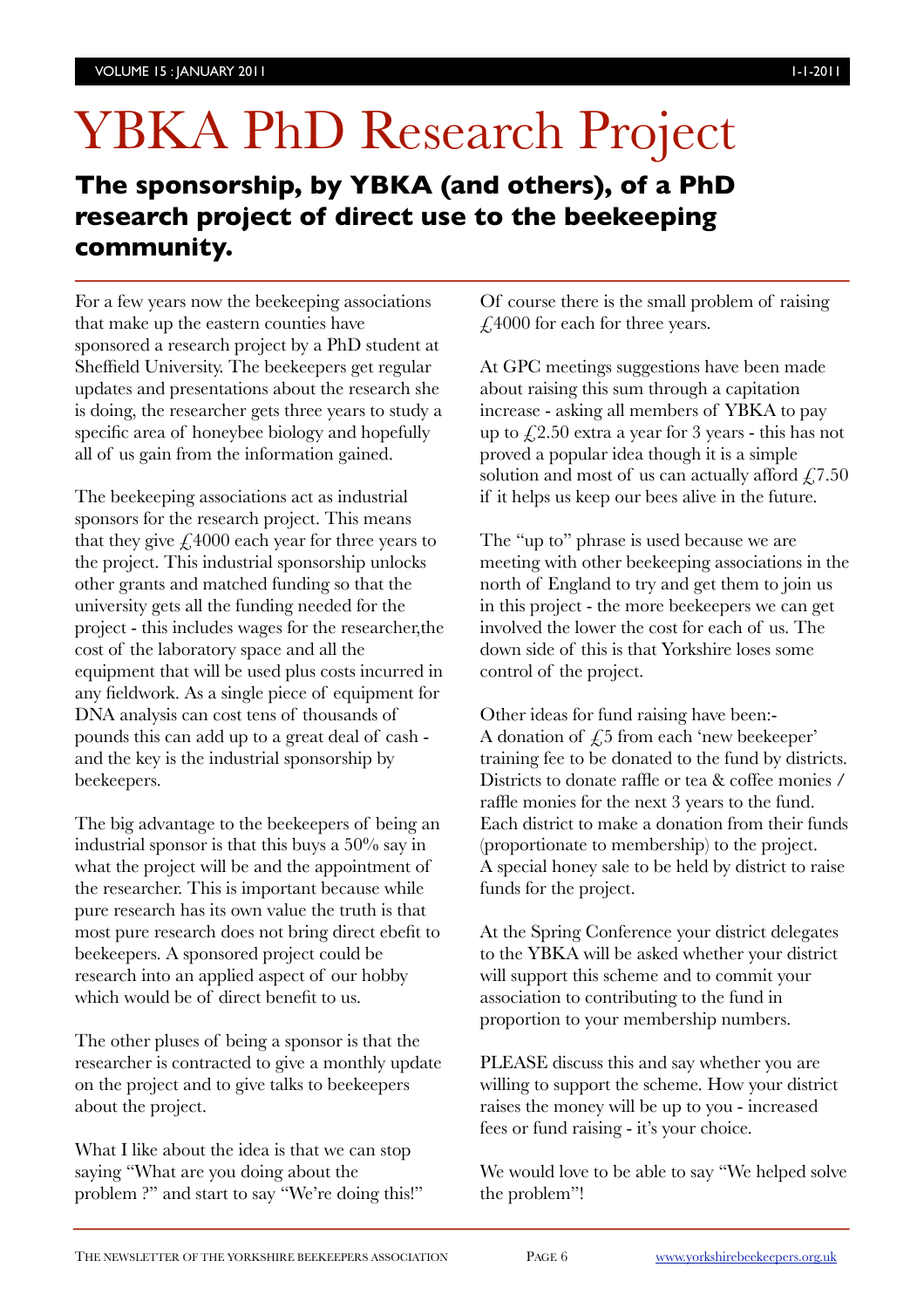# YBKA PhD Research Project

## The sponsorship, by YBKA (and others), of a PhD research project of direct use to the beekeeping community.

For a few years now the beekeeping associations that make up the eastern counties have sponsored a research project by a PhD student at Sheffield University. The beekeepers get regular updates and presentations about the research she is doing, the researcher gets three years to study a specific area of honeybee biology and hopefully all of us gain from the information gained.

The beekeeping associations act as industrial sponsors for the research project. This means that they give £4000 each year for three years to the project. This industrial sponsorship unlocks other grants and matched funding so that the university gets all the funding needed for the project - this includes wages for the researcher,the cost of the laboratory space and all the equipment that will be used plus costs incurred in any fieldwork. As a single piece of equipment for DNA analysis can cost tens of thousands of pounds this can add up to a great deal of cash - and the key is the industrial sponsorship by beekeepers.

The big advantage to the beekeepers of being an industrial sponsor is that this buys a 50% say in what the project will be and the appointment of the researcher. This is important because while pure research has its own value the truth is that most pure research does not bring direct ebefit to beekeepers. A sponsored project could be research into an applied aspect of our hobby which would be of direct benefit to us.

The other pluses of being a sponsor is that the researcher is contracted to give a monthly update on the project and to give talks to beekeepers about the project.

What I like about the idea is that we can stop saying "What are you doing about the problem ?" and start to say "We're doing this!"

Of course there is the small problem of raising £4000 for each for three years.

At GPC meetings suggestions have been made about raising this sum through a capitation increase - asking all members of YBKA to pay up to £2.50 extra a year for 3 years - this has not proved a popular idea though it is a simple solution and most of us can actually afford £7.50 if it helps us keep our bees alive in the future.

The "up to" phrase is used because we are meeting with other beekeeping associations in the north of England to try and get them to join us in this project - the more beekeepers we can get involved the lower the cost for each of us. The down side of this is that Yorkshire loses some control of the project.

Other ideas for fund raising have been:-
A donation of £5 from each 'new beekeeper' training fee to be donated to the fund by districts.
Districts to donate raffle or tea & coffee monies / raffle monies for the next 3 years to the fund.
Each district to make a donation from their funds (proportionate to membership) to the project.
A special honey sale to be held by district to raise funds for the project.

At the Spring Conference your district delegates to the YBKA will be asked whether your district will support this scheme and to commit your association to contributing to the fund in proportion to your membership numbers.

PLEASE discuss this and say whether you are willing to support the scheme. How your district raises the money will be up to you - increased fees or fund raising - it's your choice.

We would love to be able to say "We helped solve the problem"!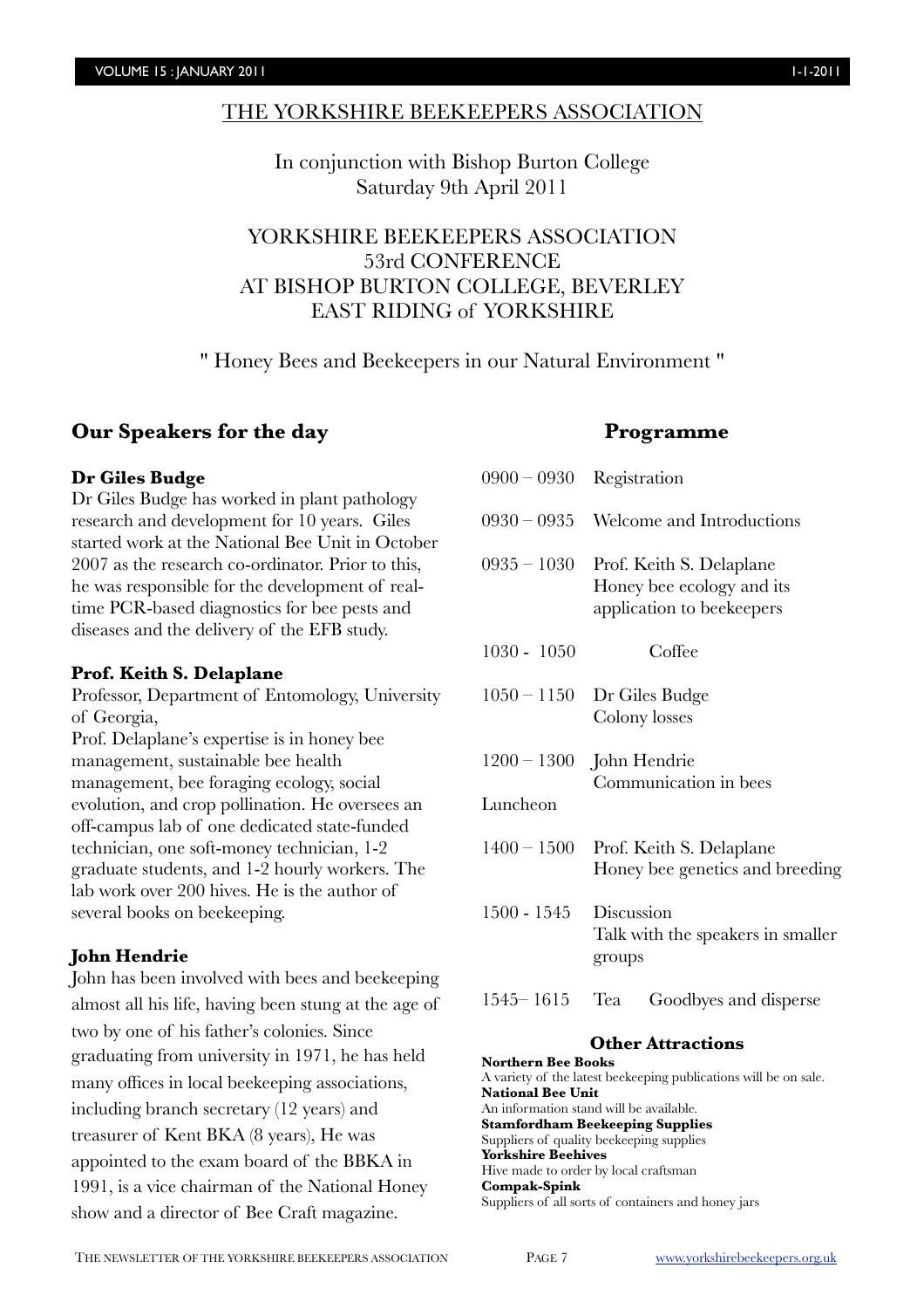THE YORKSHIRE BEEKEEPERS ASSOCIATION

In conjunction with Bishop Burton College
Saturday 9th April 2011

# YORKSHIRE BEEKEEPERS ASSOCIATION
# 53rd CONFERENCE
# AT BISHOP BURTON COLLEGE, BEVERLEY
# EAST RIDING of YORKSHIRE

" Honey Bees and Beekeepers in our Natural Environment "

## Our Speakers for the day

**Dr Giles Budge**

Dr Giles Budge has worked in plant pathology research and development for 10 years. Giles started work at the National Bee Unit in October 2007 as the research co-ordinator. Prior to this, he was responsible for the development of real-time PCR-based diagnostics for bee pests and diseases and the delivery of the EFB study.

**Prof. Keith S. Delaplane**

Professor, Department of Entomology, University of Georgia,

Prof. Delaplane's expertise is in honey bee management, sustainable bee health management, bee foraging ecology, social evolution, and crop pollination. He oversees an off-campus lab of one dedicated state-funded technician, one soft-money technician, 1-2 graduate students, and 1-2 hourly workers. The lab work over 200 hives. He is the author of several books on beekeeping.

**John Hendrie**

John has been involved with bees and beekeeping almost all his life, having been stung at the age of two by one of his father's colonies. Since graduating from university in 1971, he has held many offices in local beekeeping associations, including branch secretary (12 years) and treasurer of Kent BKA (8 years), He was appointed to the exam board of the BBKA in 1991, is a vice chairman of the National Honey show and a director of Bee Craft magazine.

## Programme

| | |
|---|---|
| 0900 – 0930 | Registration |
| 0930 – 0935 | Welcome and Introductions |
| 0935 – 1030 | Prof. Keith S. Delaplane<br>Honey bee ecology and its application to beekeepers |
| 1030 - 1050 | Coffee |
| 1050 – 1150 | Dr Giles Budge<br>Colony losses |
| 1200 – 1300 | John Hendrie<br>Communication in bees |
| Luncheon | |
| 1400 – 1500 | Prof. Keith S. Delaplane<br>Honey bee genetics and breeding |
| 1500 - 1545 | Discussion<br>Talk with the speakers in smaller groups |
| 1545– 1615 | Tea Goodbyes and disperse |

### Other Attractions

**Northern Bee Books**
A variety of the latest beekeeping publications will be on sale.
**National Bee Unit**
An information stand will be available.
**Stamfordham Beekeeping Supplies**
Suppliers of quality beekeeping supplies
**Yorkshire Beehives**
Hive made to order by local craftsman
**Compak-Spink**
Suppliers of all sorts of containers and honey jars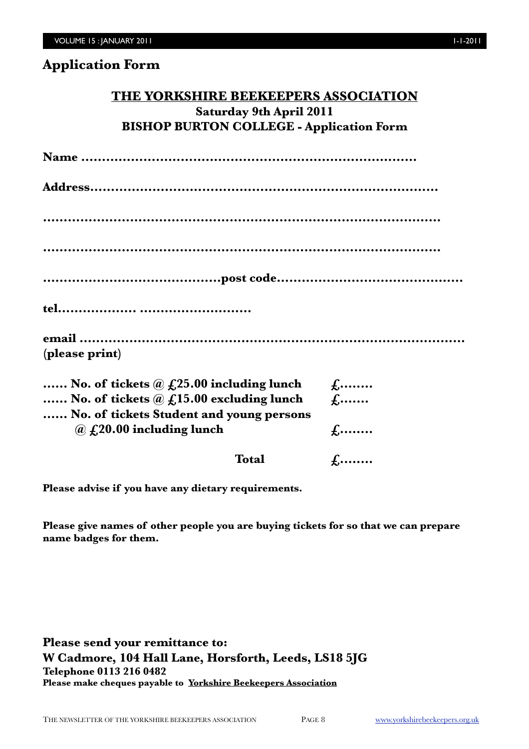## Application Form

**THE YORKSHIRE BEEKEEPERS ASSOCIATION**
**Saturday 9th April 2011**
**BISHOP BURTON COLLEGE - Application Form**

**Name ………………………………………………………………………**

**Address……………………………………………………………………**

**…………………………………………………………………………………**

**…………………………………………………………………………………**

**……………………………………post code……………………………………**

**tel……………… ………………………**

**email …………………………………………………………………………………**
**(please print)**

**…… No. of tickets @ £25.00 including lunch £……..**
**…… No. of tickets @ £15.00 excluding lunch £…….**
**…… No. of tickets Student and young persons @ £20.00 including lunch £……..**

**Total £……..**

**Please advise if you have any dietary requirements.**

**Please give names of other people you are buying tickets for so that we can prepare name badges for them.**

**Please send your remittance to:**
**W Cadmore, 104 Hall Lane, Horsforth, Leeds, LS18 5JG**
**Telephone 0113 216 0482**
**Please make cheques payable to Yorkshire Beekeepers Association**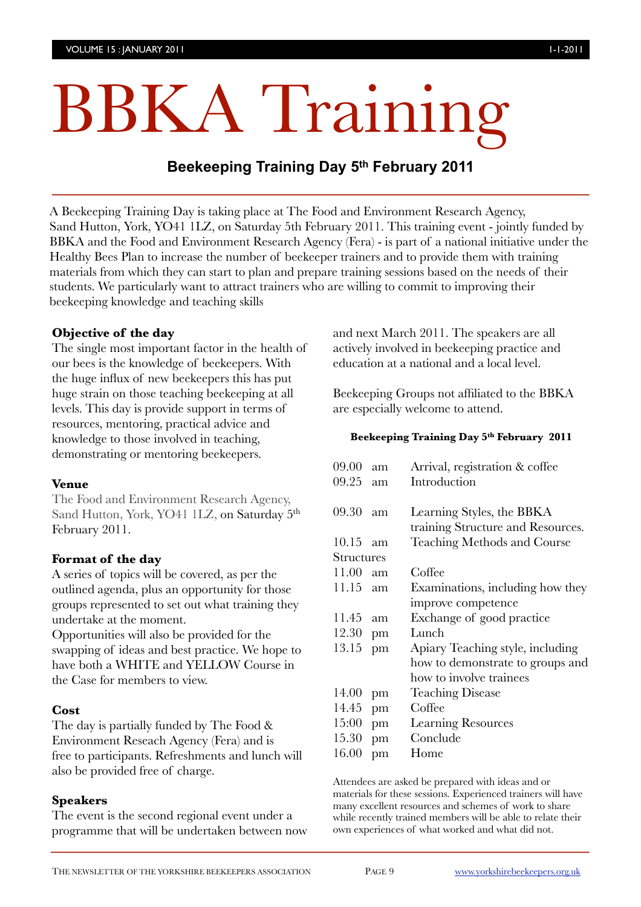# BBKA Training

## Beekeeping Training Day 5th February 2011

A Beekeeping Training Day is taking place at The Food and Environment Research Agency, Sand Hutton, York, YO41 1LZ, on Saturday 5th February 2011. This training event - jointly funded by BBKA and the Food and Environment Research Agency (Fera) - is part of a national initiative under the Healthy Bees Plan to increase the number of beekeeper trainers and to provide them with training materials from which they can start to plan and prepare training sessions based on the needs of their students. We particularly want to attract trainers who are willing to commit to improving their beekeeping knowledge and teaching skills

**Objective of the day**

The single most important factor in the health of our bees is the knowledge of beekeepers. With the huge influx of new beekeepers this has put huge strain on those teaching beekeeping at all levels. This day is provide support in terms of resources, mentoring, practical advice and knowledge to those involved in teaching, demonstrating or mentoring beekeepers.

**Venue**

The Food and Environment Research Agency, Sand Hutton, York, YO41 1LZ, on Saturday 5th February 2011.

**Format of the day**

A series of topics will be covered, as per the outlined agenda, plus an opportunity for those groups represented to set out what training they undertake at the moment.
Opportunities will also be provided for the swapping of ideas and best practice. We hope to have both a WHITE and YELLOW Course in the Case for members to view.

**Cost**

The day is partially funded by The Food & Environment Reseach Agency (Fera) and is free to participants. Refreshments and lunch will also be provided free of charge.

**Speakers**

The event is the second regional event under a programme that will be undertaken between now and next March 2011. The speakers are all actively involved in beekeeping practice and education at a national and a local level.

Beekeeping Groups not affiliated to the BBKA are especially welcome to attend.

**Beekeeping Training Day 5th February 2011**

| | |
|---|---|
| 09.00 am | Arrival, registration & coffee |
| 09.25 am | Introduction |
| 09.30 am | Learning Styles, the BBKA training Structure and Resources. |
| 10.15 am | Teaching Methods and Course Structures |
| 11.00 am | Coffee |
| 11.15 am | Examinations, including how they improve competence |
| 11.45 am | Exchange of good practice |
| 12.30 pm | Lunch |
| 13.15 pm | Apiary Teaching style, including how to demonstrate to groups and how to involve trainees |
| 14.00 pm | Teaching Disease |
| 14.45 pm | Coffee |
| 15:00 pm | Learning Resources |
| 15.30 pm | Conclude |
| 16.00 pm | Home |

Attendees are asked be prepared with ideas and or materials for these sessions. Experienced trainers will have many excellent resources and schemes of work to share while recently trained members will be able to relate their own experiences of what worked and what did not.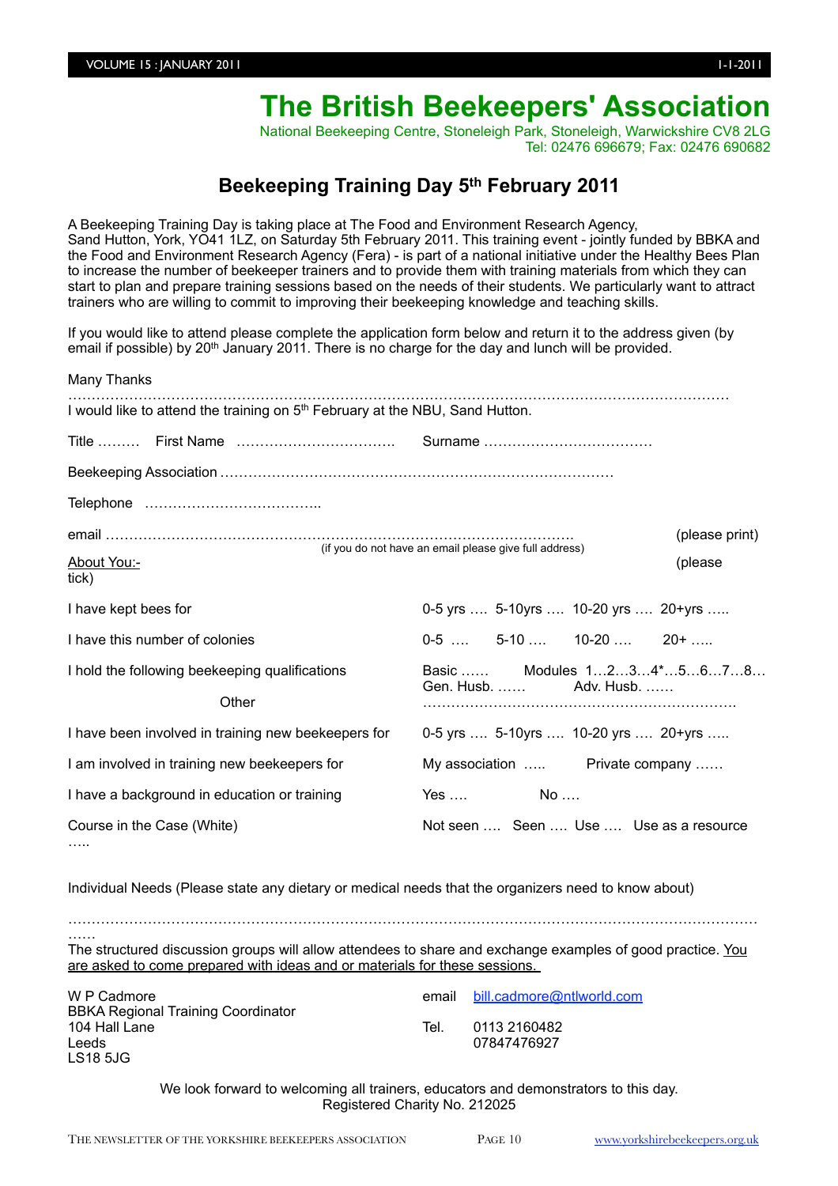# The British Beekeepers' Association

National Beekeeping Centre, Stoneleigh Park, Stoneleigh, Warwickshire CV8 2LG
Tel: 02476 696679; Fax: 02476 690682

## Beekeeping Training Day 5th February 2011

A Beekeeping Training Day is taking place at The Food and Environment Research Agency, Sand Hutton, York, YO41 1LZ, on Saturday 5th February 2011. This training event - jointly funded by BBKA and the Food and Environment Research Agency (Fera) - is part of a national initiative under the Healthy Bees Plan to increase the number of beekeeper trainers and to provide them with training materials from which they can start to plan and prepare training sessions based on the needs of their students. We particularly want to attract trainers who are willing to commit to improving their beekeeping knowledge and teaching skills.

If you would like to attend please complete the application form below and return it to the address given (by email if possible) by 20th January 2011. There is no charge for the day and lunch will be provided.

Many Thanks

…………………………………………………………………………………………………………………………

I would like to attend the training on 5th February at the NBU, Sand Hutton.

Title ……… First Name ……………………………. Surname ………………………………

Beekeeping Association ………………………………………………………………………

Telephone ………………………………..

email ……………………………………………………………………………………… (please print)
(if you do not have an email please give full address)

About You:- (please tick)

| | |
|---|---|
| I have kept bees for | 0-5 yrs …. 5-10yrs …. 10-20 yrs …. 20+yrs ….. |
| I have this number of colonies | 0-5 …. 5-10 …. 10-20 …. 20+ ….. |
| I hold the following beekeeping qualifications | Basic …… Modules 1…2…3…4*…5…6…7…8… Gen. Husb. …… Adv. Husb. …… |
| Other | ……………………………………………………. |
| I have been involved in training new beekeepers for | 0-5 yrs …. 5-10yrs …. 10-20 yrs …. 20+yrs ….. |
| I am involved in training new beekeepers for | My association ….. Private company …… |
| I have a background in education or training | Yes …. No …. |
| Course in the Case (White) | Not seen …. Seen …. Use …. Use as a resource ….. |

Individual Needs (Please state any dietary or medical needs that the organizers need to know about)

…………………………………………………………………………………………………………………………

The structured discussion groups will allow attendees to share and exchange examples of good practice. You are asked to come prepared with ideas and or materials for these sessions.

W P Cadmore
BBKA Regional Training Coordinator
104 Hall Lane
Leeds
LS18 5JG

email bill.cadmore@ntlworld.com

Tel. 0113 2160482
07847476927

We look forward to welcoming all trainers, educators and demonstrators to this day.
Registered Charity No. 212025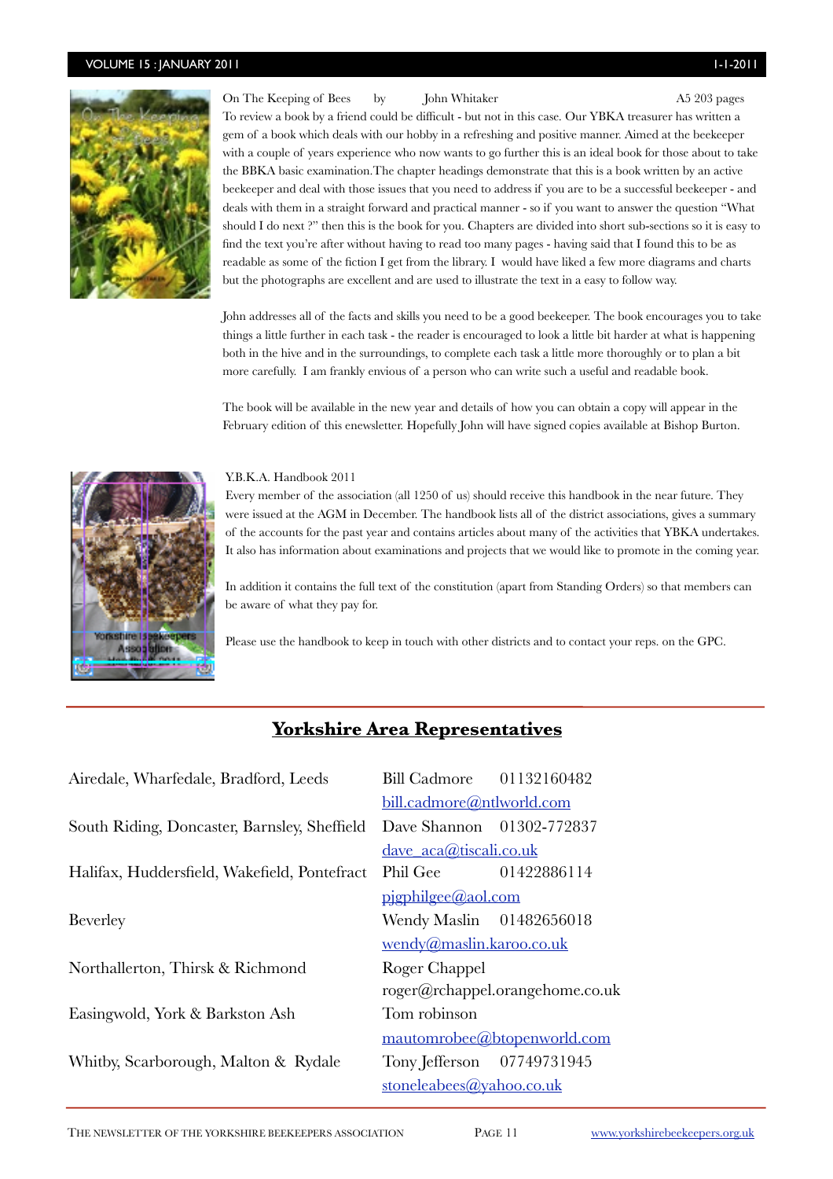On The Keeping of Bees by John Whitaker A5 203 pages

To review a book by a friend could be difficult - but not in this case. Our YBKA treasurer has written a gem of a book which deals with our hobby in a refreshing and positive manner. Aimed at the beekeeper with a couple of years experience who now wants to go further this is an ideal book for those about to take the BBKA basic examination.The chapter headings demonstrate that this is a book written by an active beekeeper and deal with those issues that you need to address if you are to be a successful beekeeper - and deals with them in a straight forward and practical manner - so if you want to answer the question "What should I do next ?" then this is the book for you. Chapters are divided into short sub-sections so it is easy to find the text you're after without having to read too many pages - having said that I found this to be as readable as some of the fiction I get from the library. I would have liked a few more diagrams and charts but the photographs are excellent and are used to illustrate the text in a easy to follow way.

John addresses all of the facts and skills you need to be a good beekeeper. The book encourages you to take things a little further in each task - the reader is encouraged to look a little bit harder at what is happening both in the hive and in the surroundings, to complete each task a little more thoroughly or to plan a bit more carefully. I am frankly envious of a person who can write such a useful and readable book.

The book will be available in the new year and details of how you can obtain a copy will appear in the February edition of this enewsletter. Hopefully John will have signed copies available at Bishop Burton.

Y.B.K.A. Handbook 2011

Every member of the association (all 1250 of us) should receive this handbook in the near future. They were issued at the AGM in December. The handbook lists all of the district associations, gives a summary of the accounts for the past year and contains articles about many of the activities that YBKA undertakes. It also has information about examinations and projects that we would like to promote in the coming year.

In addition it contains the full text of the constitution (apart from Standing Orders) so that members can be aware of what they pay for.

Please use the handbook to keep in touch with other districts and to contact your reps. on the GPC.

## Yorkshire Area Representatives

| | | |
|---|---|---|
| Airedale, Wharfedale, Bradford, Leeds | Bill Cadmore | 01132160482 |
| | bill.cadmore@ntlworld.com | |
| South Riding, Doncaster, Barnsley, Sheffield | Dave Shannon | 01302-772837 |
| | dave_aca@tiscali.co.uk | |
| Halifax, Huddersfield, Wakefield, Pontefract | Phil Gee | 01422886114 |
| | pjgphilgee@aol.com | |
| Beverley | Wendy Maslin | 01482656018 |
| | wendy@maslin.karoo.co.uk | |
| Northallerton, Thirsk & Richmond | Roger Chappel | |
| | roger@rchappel.orangehome.co.uk | |
| Easingwold, York & Barkston Ash | Tom robinson | |
| | mautomrobee@btopenworld.com | |
| Whitby, Scarborough, Malton & Rydale | Tony Jefferson | 07749731945 |
| | stoneleabees@yahoo.co.uk | |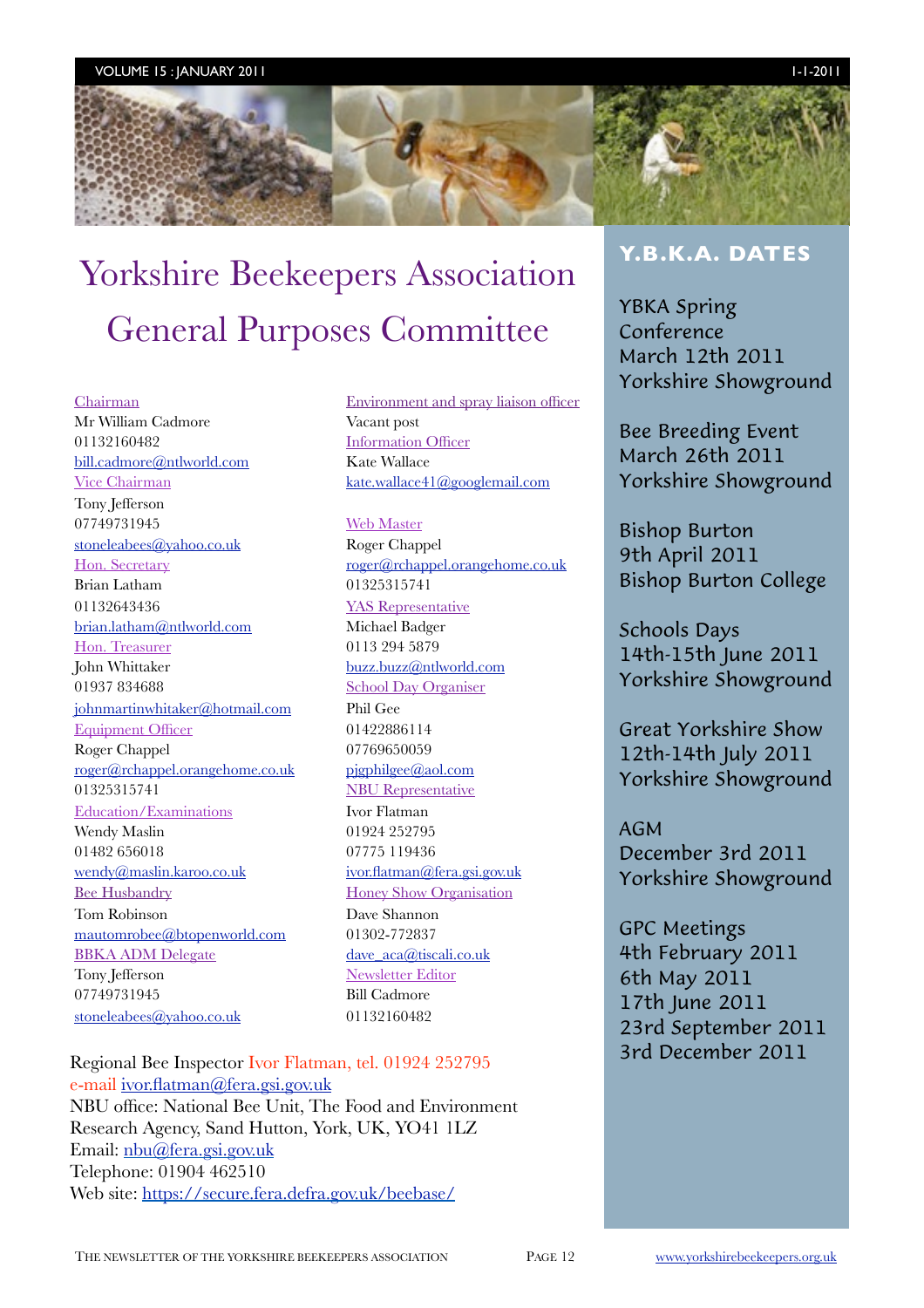# Yorkshire Beekeepers Association General Purposes Committee

Chairman
Mr William Cadmore
01132160482
bill.cadmore@ntlworld.com

Vice Chairman
Tony Jefferson
07749731945
stoneleabees@yahoo.co.uk

Hon. Secretary
Brian Latham
01132643436
brian.latham@ntlworld.com

Hon. Treasurer
John Whittaker
01937 834688
johnmartinwhitaker@hotmail.com

Equipment Officer
Roger Chappel
roger@rchappel.orangehome.co.uk
01325315741

Education/Examinations
Wendy Maslin
01482 656018
wendy@maslin.karoo.co.uk

Bee Husbandry
Tom Robinson
mautomrobee@btopenworld.com

BBKA ADM Delegate
Tony Jefferson
07749731945
stoneleabees@yahoo.co.uk

Environment and spray liaison officer
Vacant post

Information Officer
Kate Wallace
kate.wallace41@googlemail.com

Web Master
Roger Chappel
roger@rchappel.orangehome.co.uk
01325315741

YAS Representative
Michael Badger
0113 294 5879
buzz.buzz@ntlworld.com

School Day Organiser
Phil Gee
01422886114
07769650059
pjgphilgee@aol.com

NBU Representative
Ivor Flatman
01924 252795
07775 119436
ivor.flatman@fera.gsi.gov.uk

Honey Show Organisation
Dave Shannon
01302-772837
dave_aca@tiscali.co.uk

Newsletter Editor
Bill Cadmore
01132160482

Regional Bee Inspector Ivor Flatman, tel. 01924 252795
e-mail ivor.flatman@fera.gsi.gov.uk
NBU office: National Bee Unit, The Food and Environment Research Agency, Sand Hutton, York, UK, YO41 1LZ
Email: nbu@fera.gsi.gov.uk
Telephone: 01904 462510
Web site: https://secure.fera.defra.gov.uk/beebase/

## Y.B.K.A. DATES

YBKA Spring Conference
March 12th 2011
Yorkshire Showground

Bee Breeding Event
March 26th 2011
Yorkshire Showground

Bishop Burton
9th April 2011
Bishop Burton College

Schools Days
14th-15th June 2011
Yorkshire Showground

Great Yorkshire Show
12th-14th July 2011
Yorkshire Showground

AGM
December 3rd 2011
Yorkshire Showground

GPC Meetings
4th February 2011
6th May 2011
17th June 2011
23rd September 2011
3rd December 2011